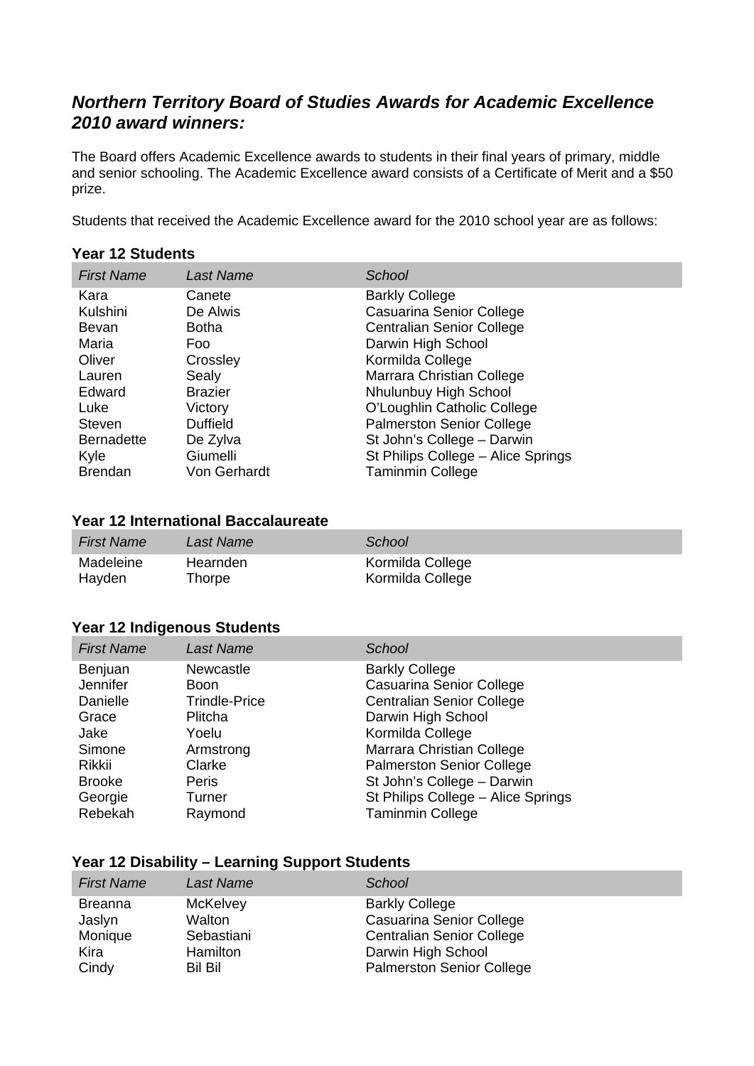## *Northern Territory Board of Studies Awards for Academic Excellence 2010 award winners:*

The Board offers Academic Excellence awards to students in their final years of primary, middle and senior schooling. The Academic Excellence award consists of a Certificate of Merit and a $50 prize.

Students that received the Academic Excellence award for the 2010 school year are as follows:

### Year 12 Students

| *First Name* | *Last Name* | *School* |
|---|---|---|
| Kara | Canete | Barkly College |
| Kulshini | De Alwis | Casuarina Senior College |
| Bevan | Botha | Centralian Senior College |
| Maria | Foo | Darwin High School |
| Oliver | Crossley | Kormilda College |
| Lauren | Sealy | Marrara Christian College |
| Edward | Brazier | Nhulunbuy High School |
| Luke | Victory | O'Loughlin Catholic College |
| Steven | Duffield | Palmerston Senior College |
| Bernadette | De Zylva | St John's College – Darwin |
| Kyle | Giumelli | St Philips College – Alice Springs |
| Brendan | Von Gerhardt | Taminmin College |

### Year 12 International Baccalaureate

| *First Name* | *Last Name* | *School* |
|---|---|---|
| Madeleine | Hearnden | Kormilda College |
| Hayden | Thorpe | Kormilda College |

### Year 12 Indigenous Students

| *First Name* | *Last Name* | *School* |
|---|---|---|
| Benjuan | Newcastle | Barkly College |
| Jennifer | Boon | Casuarina Senior College |
| Danielle | Trindle-Price | Centralian Senior College |
| Grace | Plitcha | Darwin High School |
| Jake | Yoelu | Kormilda College |
| Simone | Armstrong | Marrara Christian College |
| Rikkii | Clarke | Palmerston Senior College |
| Brooke | Peris | St John's College – Darwin |
| Georgie | Turner | St Philips College – Alice Springs |
| Rebekah | Raymond | Taminmin College |

### Year 12 Disability – Learning Support Students

| *First Name* | *Last Name* | *School* |
|---|---|---|
| Breanna | McKelvey | Barkly College |
| Jaslyn | Walton | Casuarina Senior College |
| Monique | Sebastiani | Centralian Senior College |
| Kira | Hamilton | Darwin High School |
| Cindy | Bil Bil | Palmerston Senior College |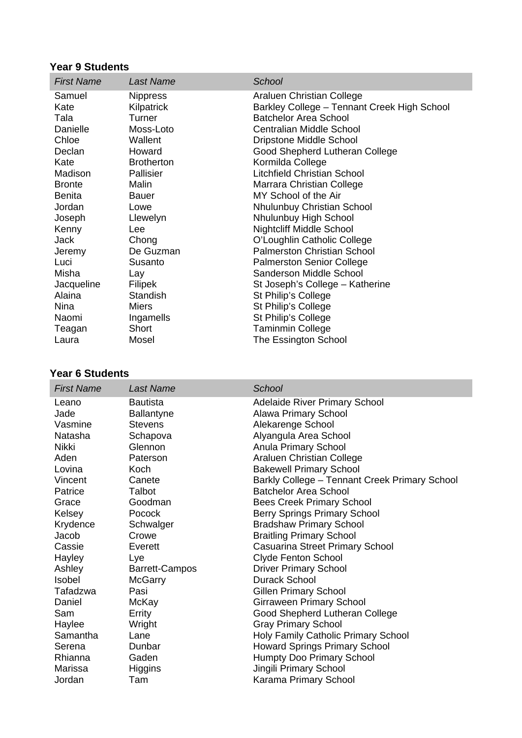### Year 9 Students

| *First Name* | *Last Name* | *School* |
|---|---|---|
| Samuel | Nippress | Araluen Christian College |
| Kate | Kilpatrick | Barkley College – Tennant Creek High School |
| Tala | Turner | Batchelor Area School |
| Danielle | Moss-Loto | Centralian Middle School |
| Chloe | Wallent | Dripstone Middle School |
| Declan | Howard | Good Shepherd Lutheran College |
| Kate | Brotherton | Kormilda College |
| Madison | Pallisier | Litchfield Christian School |
| Bronte | Malin | Marrara Christian College |
| Benita | Bauer | MY School of the Air |
| Jordan | Lowe | Nhulunbuy Christian School |
| Joseph | Llewelyn | Nhulunbuy High School |
| Kenny | Lee | Nightcliff Middle School |
| Jack | Chong | O'Loughlin Catholic College |
| Jeremy | De Guzman | Palmerston Christian School |
| Luci | Susanto | Palmerston Senior College |
| Misha | Lay | Sanderson Middle School |
| Jacqueline | Filipek | St Joseph's College – Katherine |
| Alaina | Standish | St Philip's College |
| Nina | Miers | St Philip's College |
| Naomi | Ingamells | St Philip's College |
| Teagan | Short | Taminmin College |
| Laura | Mosel | The Essington School |

### Year 6 Students

| *First Name* | *Last Name* | *School* |
|---|---|---|
| Leano | Bautista | Adelaide River Primary School |
| Jade | Ballantyne | Alawa Primary School |
| Vasmine | Stevens | Alekarenge School |
| Natasha | Schapova | Alyangula Area School |
| Nikki | Glennon | Anula Primary School |
| Aden | Paterson | Araluen Christian College |
| Lovina | Koch | Bakewell Primary School |
| Vincent | Canete | Barkly College – Tennant Creek Primary School |
| Patrice | Talbot | Batchelor Area School |
| Grace | Goodman | Bees Creek Primary School |
| Kelsey | Pocock | Berry Springs Primary School |
| Krydence | Schwalger | Bradshaw Primary School |
| Jacob | Crowe | Braitling Primary School |
| Cassie | Everett | Casuarina Street Primary School |
| Hayley | Lye | Clyde Fenton School |
| Ashley | Barrett-Campos | Driver Primary School |
| Isobel | McGarry | Durack School |
| Tafadzwa | Pasi | Gillen Primary School |
| Daniel | McKay | Girraween Primary School |
| Sam | Errity | Good Shepherd Lutheran College |
| Haylee | Wright | Gray Primary School |
| Samantha | Lane | Holy Family Catholic Primary School |
| Serena | Dunbar | Howard Springs Primary School |
| Rhianna | Gaden | Humpty Doo Primary School |
| Marissa | Higgins | Jingili Primary School |
| Jordan | Tam | Karama Primary School |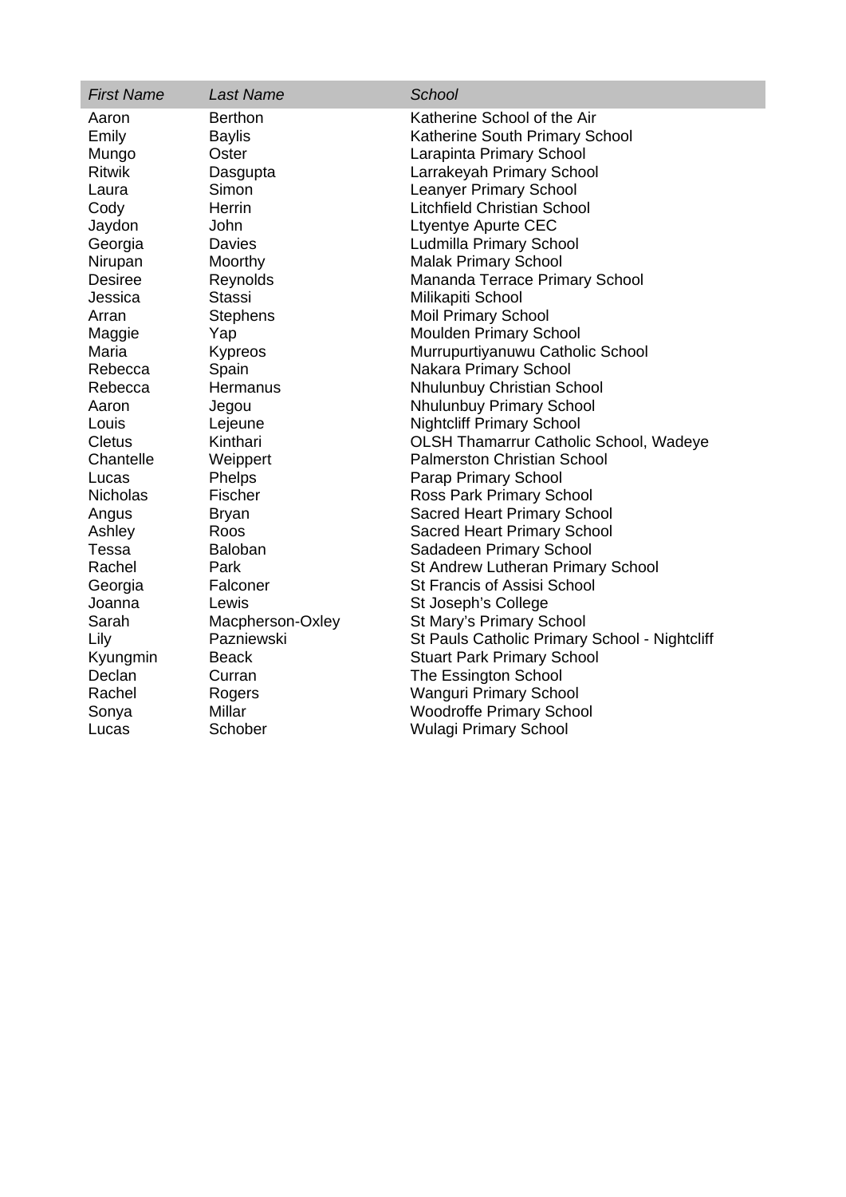| *First Name* | *Last Name* | *School* |
|---|---|---|
| Aaron | Berthon | Katherine School of the Air |
| Emily | Baylis | Katherine South Primary School |
| Mungo | Oster | Larapinta Primary School |
| Ritwik | Dasgupta | Larrakeyah Primary School |
| Laura | Simon | Leanyer Primary School |
| Cody | Herrin | Litchfield Christian School |
| Jaydon | John | Ltyentye Apurte CEC |
| Georgia | Davies | Ludmilla Primary School |
| Nirupan | Moorthy | Malak Primary School |
| Desiree | Reynolds | Mananda Terrace Primary School |
| Jessica | Stassi | Milikapiti School |
| Arran | Stephens | Moil Primary School |
| Maggie | Yap | Moulden Primary School |
| Maria | Kypreos | Murrupurtiyanuwu Catholic School |
| Rebecca | Spain | Nakara Primary School |
| Rebecca | Hermanus | Nhulunbuy Christian School |
| Aaron | Jegou | Nhulunbuy Primary School |
| Louis | Lejeune | Nightcliff Primary School |
| Cletus | Kinthari | OLSH Thamarrur Catholic School, Wadeye |
| Chantelle | Weippert | Palmerston Christian School |
| Lucas | Phelps | Parap Primary School |
| Nicholas | Fischer | Ross Park Primary School |
| Angus | Bryan | Sacred Heart Primary School |
| Ashley | Roos | Sacred Heart Primary School |
| Tessa | Baloban | Sadadeen Primary School |
| Rachel | Park | St Andrew Lutheran Primary School |
| Georgia | Falconer | St Francis of Assisi School |
| Joanna | Lewis | St Joseph's College |
| Sarah | Macpherson-Oxley | St Mary's Primary School |
| Lily | Pazniewski | St Pauls Catholic Primary School - Nightcliff |
| Kyungmin | Beack | Stuart Park Primary School |
| Declan | Curran | The Essington School |
| Rachel | Rogers | Wanguri Primary School |
| Sonya | Millar | Woodroffe Primary School |
| Lucas | Schober | Wulagi Primary School |